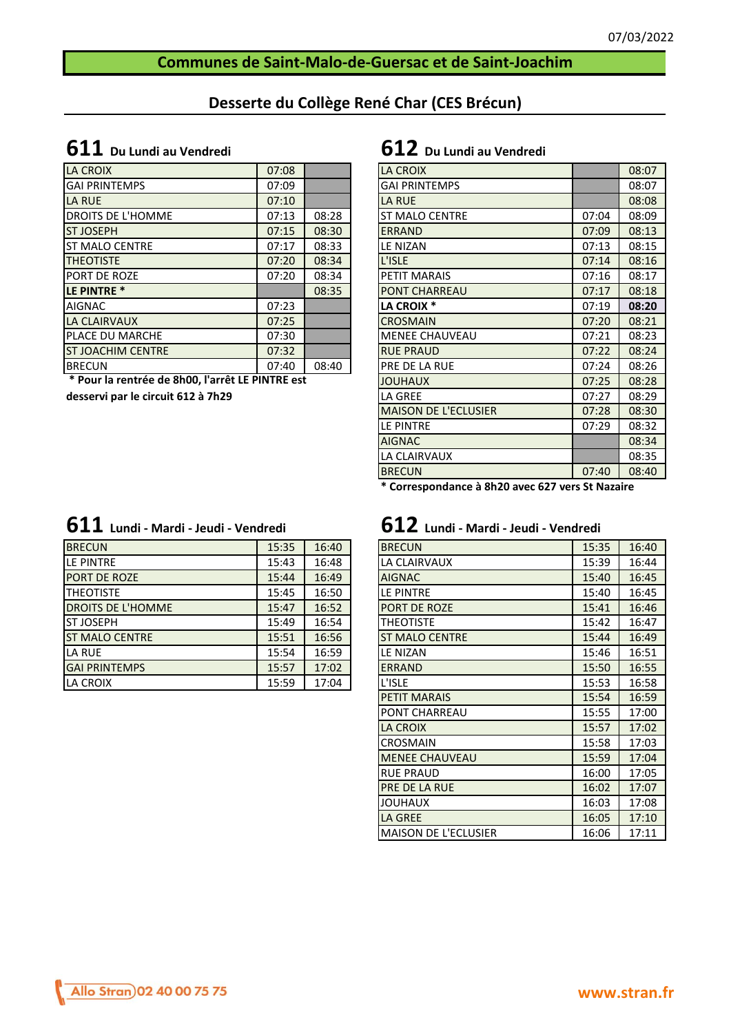# Communes de Saint-Malo-de-Guersac et de Saint-Joachim

## Desserte du Collège René Char (CES Brécun)

### 611 Du Lundi au Vendredi

| Arrêt | | |
|---|---|---|
| LA CROIX | 07:08 | |
| GAI PRINTEMPS | 07:09 | |
| LA RUE | 07:10 | |
| DROITS DE L'HOMME | 07:13 | 08:28 |
| ST JOSEPH | 07:15 | 08:30 |
| ST MALO CENTRE | 07:17 | 08:33 |
| THEOTISTE | 07:20 | 08:34 |
| PORT DE ROZE | 07:20 | 08:34 |
| **LE PINTRE *** | | 08:35 |
| AIGNAC | 07:23 | |
| LA CLAIRVAUX | 07:25 | |
| PLACE DU MARCHE | 07:30 | |
| ST JOACHIM CENTRE | 07:32 | |
| BRECUN | 07:40 | 08:40 |

**\* Pour la rentrée de 8h00, l'arrêt LE PINTRE est desservi par le circuit 612 à 7h29**

### 612 Du Lundi au Vendredi

| Arrêt | | |
|---|---|---|
| LA CROIX | | 08:07 |
| GAI PRINTEMPS | | 08:07 |
| LA RUE | | 08:08 |
| ST MALO CENTRE | 07:04 | 08:09 |
| ERRAND | 07:09 | 08:13 |
| LE NIZAN | 07:13 | 08:15 |
| L'ISLE | 07:14 | 08:16 |
| PETIT MARAIS | 07:16 | 08:17 |
| PONT CHARREAU | 07:17 | 08:18 |
| **LA CROIX *** | 07:19 | **08:20** |
| CROSMAIN | 07:20 | 08:21 |
| MENEE CHAUVEAU | 07:21 | 08:23 |
| RUE PRAUD | 07:22 | 08:24 |
| PRE DE LA RUE | 07:24 | 08:26 |
| JOUHAUX | 07:25 | 08:28 |
| LA GREE | 07:27 | 08:29 |
| MAISON DE L'ECLUSIER | 07:28 | 08:30 |
| LE PINTRE | 07:29 | 08:32 |
| AIGNAC | | 08:34 |
| LA CLAIRVAUX | | 08:35 |
| BRECUN | 07:40 | 08:40 |

**\* Correspondance à 8h20 avec 627 vers St Nazaire**

### 611 Lundi - Mardi - Jeudi - Vendredi

| Arrêt | | |
|---|---|---|
| BRECUN | 15:35 | 16:40 |
| LE PINTRE | 15:43 | 16:48 |
| PORT DE ROZE | 15:44 | 16:49 |
| THEOTISTE | 15:45 | 16:50 |
| DROITS DE L'HOMME | 15:47 | 16:52 |
| ST JOSEPH | 15:49 | 16:54 |
| ST MALO CENTRE | 15:51 | 16:56 |
| LA RUE | 15:54 | 16:59 |
| GAI PRINTEMPS | 15:57 | 17:02 |
| LA CROIX | 15:59 | 17:04 |

### 612 Lundi - Mardi - Jeudi - Vendredi

| Arrêt | | |
|---|---|---|
| BRECUN | 15:35 | 16:40 |
| LA CLAIRVAUX | 15:39 | 16:44 |
| AIGNAC | 15:40 | 16:45 |
| LE PINTRE | 15:40 | 16:45 |
| PORT DE ROZE | 15:41 | 16:46 |
| THEOTISTE | 15:42 | 16:47 |
| ST MALO CENTRE | 15:44 | 16:49 |
| LE NIZAN | 15:46 | 16:51 |
| ERRAND | 15:50 | 16:55 |
| L'ISLE | 15:53 | 16:58 |
| PETIT MARAIS | 15:54 | 16:59 |
| PONT CHARREAU | 15:55 | 17:00 |
| LA CROIX | 15:57 | 17:02 |
| CROSMAIN | 15:58 | 17:03 |
| MENEE CHAUVEAU | 15:59 | 17:04 |
| RUE PRAUD | 16:00 | 17:05 |
| PRE DE LA RUE | 16:02 | 17:07 |
| JOUHAUX | 16:03 | 17:08 |
| LA GREE | 16:05 | 17:10 |
| MAISON DE L'ECLUSIER | 16:06 | 17:11 |

Allo Stran 02 40 00 75 75

www.stran.fr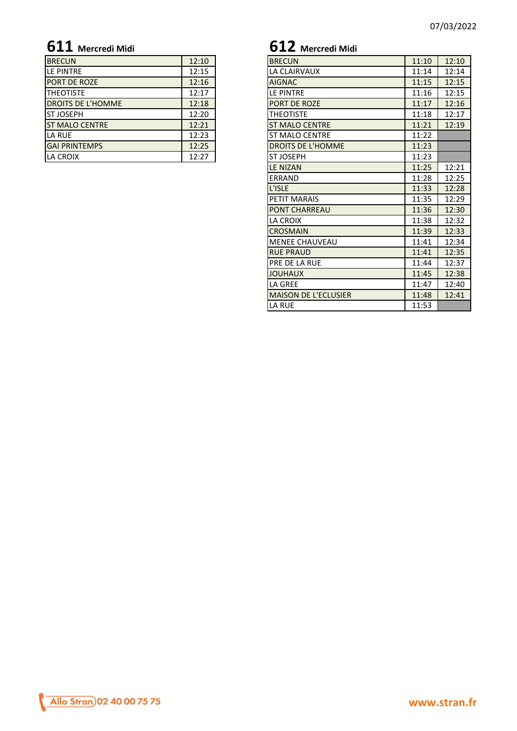07/03/2022

## 611 Mercredi Midi

| | |
|---|---|
| BRECUN | 12:10 |
| LE PINTRE | 12:15 |
| PORT DE ROZE | 12:16 |
| THEOTISTE | 12:17 |
| DROITS DE L'HOMME | 12:18 |
| ST JOSEPH | 12:20 |
| ST MALO CENTRE | 12:21 |
| LA RUE | 12:23 |
| GAI PRINTEMPS | 12:25 |
| LA CROIX | 12:27 |

## 612 Mercredi Midi

| | | |
|---|---|---|
| BRECUN | 11:10 | 12:10 |
| LA CLAIRVAUX | 11:14 | 12:14 |
| AIGNAC | 11:15 | 12:15 |
| LE PINTRE | 11:16 | 12:15 |
| PORT DE ROZE | 11:17 | 12:16 |
| THEOTISTE | 11:18 | 12:17 |
| ST MALO CENTRE | 11:21 | 12:19 |
| ST MALO CENTRE | 11:22 | |
| DROITS DE L'HOMME | 11:23 | |
| ST JOSEPH | 11:23 | |
| LE NIZAN | 11:25 | 12:21 |
| ERRAND | 11:28 | 12:25 |
| L'ISLE | 11:33 | 12:28 |
| PETIT MARAIS | 11:35 | 12:29 |
| PONT CHARREAU | 11:36 | 12:30 |
| LA CROIX | 11:38 | 12:32 |
| CROSMAIN | 11:39 | 12:33 |
| MENEE CHAUVEAU | 11:41 | 12:34 |
| RUE PRAUD | 11:41 | 12:35 |
| PRE DE LA RUE | 11:44 | 12:37 |
| JOUHAUX | 11:45 | 12:38 |
| LA GREE | 11:47 | 12:40 |
| MAISON DE L'ECLUSIER | 11:48 | 12:41 |
| LA RUE | 11:53 | |

Allo Stran 02 40 00 75 75

www.stran.fr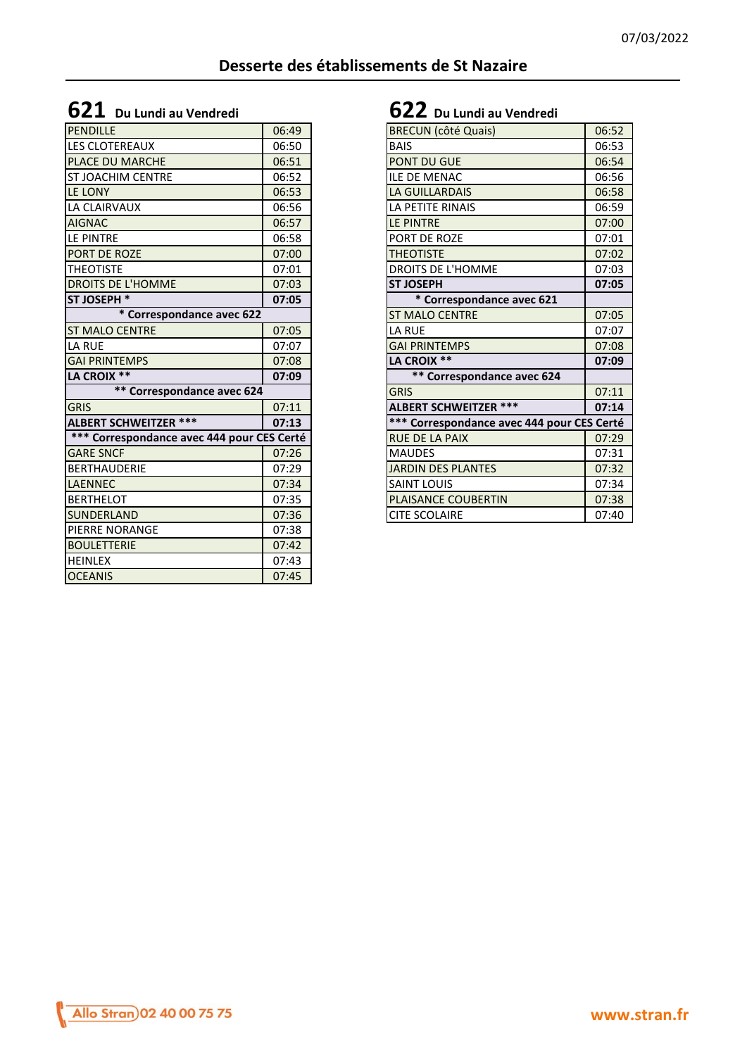07/03/2022

# Desserte des établissements de St Nazaire

## 621 Du Lundi au Vendredi

| Arrêt | Heure |
|---|---|
| PENDILLE | 06:49 |
| LES CLOTEREAUX | 06:50 |
| PLACE DU MARCHE | 06:51 |
| ST JOACHIM CENTRE | 06:52 |
| LE LONY | 06:53 |
| LA CLAIRVAUX | 06:56 |
| AIGNAC | 06:57 |
| LE PINTRE | 06:58 |
| PORT DE ROZE | 07:00 |
| THEOTISTE | 07:01 |
| DROITS DE L'HOMME | 07:03 |
| **ST JOSEPH *** | **07:05** |
| *** Correspondance avec 622** | |
| ST MALO CENTRE | 07:05 |
| LA RUE | 07:07 |
| GAI PRINTEMPS | 07:08 |
| **LA CROIX **** | **07:09** |
| **** Correspondance avec 624** | |
| GRIS | 07:11 |
| **ALBERT SCHWEITZER ***** | **07:13** |
| ***** Correspondance avec 444 pour CES Certé** | |
| GARE SNCF | 07:26 |
| BERTHAUDERIE | 07:29 |
| LAENNEC | 07:34 |
| BERTHELOT | 07:35 |
| SUNDERLAND | 07:36 |
| PIERRE NORANGE | 07:38 |
| BOULETTERIE | 07:42 |
| HEINLEX | 07:43 |
| OCEANIS | 07:45 |

## 622 Du Lundi au Vendredi

| Arrêt | Heure |
|---|---|
| BRECUN (côté Quais) | 06:52 |
| BAIS | 06:53 |
| PONT DU GUE | 06:54 |
| ILE DE MENAC | 06:56 |
| LA GUILLARDAIS | 06:58 |
| LA PETITE RINAIS | 06:59 |
| LE PINTRE | 07:00 |
| PORT DE ROZE | 07:01 |
| THEOTISTE | 07:02 |
| DROITS DE L'HOMME | 07:03 |
| **ST JOSEPH** | **07:05** |
| *** Correspondance avec 621** | |
| ST MALO CENTRE | 07:05 |
| LA RUE | 07:07 |
| GAI PRINTEMPS | 07:08 |
| **LA CROIX **** | **07:09** |
| **** Correspondance avec 624** | |
| GRIS | 07:11 |
| **ALBERT SCHWEITZER ***** | **07:14** |
| ***** Correspondance avec 444 pour CES Certé** | |
| RUE DE LA PAIX | 07:29 |
| MAUDES | 07:31 |
| JARDIN DES PLANTES | 07:32 |
| SAINT LOUIS | 07:34 |
| PLAISANCE COUBERTIN | 07:38 |
| CITE SCOLAIRE | 07:40 |

Allo Stran 02 40 00 75 75

www.stran.fr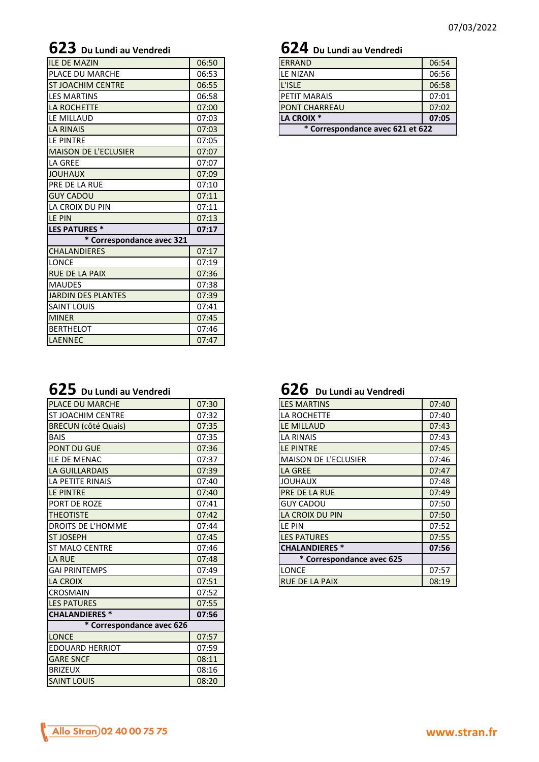07/03/2022

## 623 Du Lundi au Vendredi

| Arrêt | Heure |
|---|---|
| ILE DE MAZIN | 06:50 |
| PLACE DU MARCHE | 06:53 |
| ST JOACHIM CENTRE | 06:55 |
| LES MARTINS | 06:58 |
| LA ROCHETTE | 07:00 |
| LE MILLAUD | 07:03 |
| LA RINAIS | 07:03 |
| LE PINTRE | 07:05 |
| MAISON DE L'ECLUSIER | 07:07 |
| LA GREE | 07:07 |
| JOUHAUX | 07:09 |
| PRE DE LA RUE | 07:10 |
| GUY CADOU | 07:11 |
| LA CROIX DU PIN | 07:11 |
| LE PIN | 07:13 |
| **LES PATURES *** | **07:17** |
| *** Correspondance avec 321** | |
| CHALANDIERES | 07:17 |
| LONCE | 07:19 |
| RUE DE LA PAIX | 07:36 |
| MAUDES | 07:38 |
| JARDIN DES PLANTES | 07:39 |
| SAINT LOUIS | 07:41 |
| MINER | 07:45 |
| BERTHELOT | 07:46 |
| LAENNEC | 07:47 |

## 624 Du Lundi au Vendredi

| Arrêt | Heure |
|---|---|
| ERRAND | 06:54 |
| LE NIZAN | 06:56 |
| L'ISLE | 06:58 |
| PETIT MARAIS | 07:01 |
| PONT CHARREAU | 07:02 |
| **LA CROIX *** | **07:05** |
| *** Correspondance avec 621 et 622** | |

## 625 Du Lundi au Vendredi

| Arrêt | Heure |
|---|---|
| PLACE DU MARCHE | 07:30 |
| ST JOACHIM CENTRE | 07:32 |
| BRECUN (côté Quais) | 07:35 |
| BAIS | 07:35 |
| PONT DU GUE | 07:36 |
| ILE DE MENAC | 07:37 |
| LA GUILLARDAIS | 07:39 |
| LA PETITE RINAIS | 07:40 |
| LE PINTRE | 07:40 |
| PORT DE ROZE | 07:41 |
| THEOTISTE | 07:42 |
| DROITS DE L'HOMME | 07:44 |
| ST JOSEPH | 07:45 |
| ST MALO CENTRE | 07:46 |
| LA RUE | 07:48 |
| GAI PRINTEMPS | 07:49 |
| LA CROIX | 07:51 |
| CROSMAIN | 07:52 |
| LES PATURES | 07:55 |
| **CHALANDIERES *** | **07:56** |
| *** Correspondance avec 626** | |
| LONCE | 07:57 |
| EDOUARD HERRIOT | 07:59 |
| GARE SNCF | 08:11 |
| BRIZEUX | 08:16 |
| SAINT LOUIS | 08:20 |

## 626 Du Lundi au Vendredi

| Arrêt | Heure |
|---|---|
| LES MARTINS | 07:40 |
| LA ROCHETTE | 07:40 |
| LE MILLAUD | 07:43 |
| LA RINAIS | 07:43 |
| LE PINTRE | 07:45 |
| MAISON DE L'ECLUSIER | 07:46 |
| LA GREE | 07:47 |
| JOUHAUX | 07:48 |
| PRE DE LA RUE | 07:49 |
| GUY CADOU | 07:50 |
| LA CROIX DU PIN | 07:50 |
| LE PIN | 07:52 |
| LES PATURES | 07:55 |
| **CHALANDIERES *** | **07:56** |
| *** Correspondance avec 625** | |
| LONCE | 07:57 |
| RUE DE LA PAIX | 08:19 |

Allo Stran 02 40 00 75 75

www.stran.fr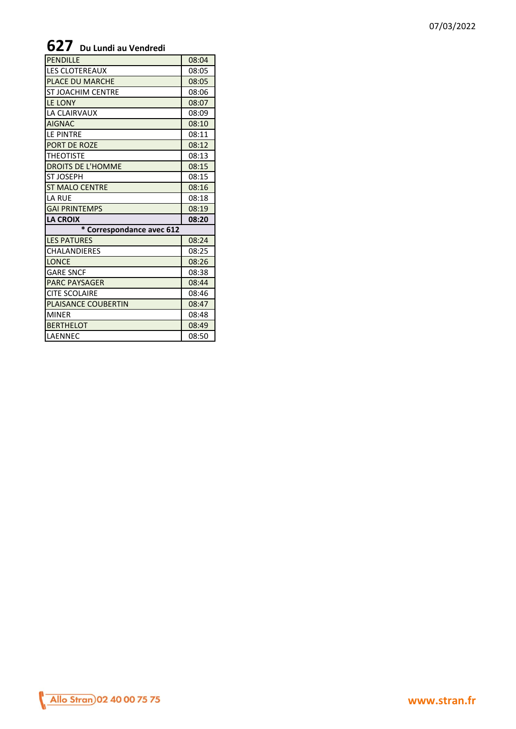# 627 Du Lundi au Vendredi

| | |
|---|---|
| PENDILLE | 08:04 |
| LES CLOTEREAUX | 08:05 |
| PLACE DU MARCHE | 08:05 |
| ST JOACHIM CENTRE | 08:06 |
| LE LONY | 08:07 |
| LA CLAIRVAUX | 08:09 |
| AIGNAC | 08:10 |
| LE PINTRE | 08:11 |
| PORT DE ROZE | 08:12 |
| THEOTISTE | 08:13 |
| DROITS DE L'HOMME | 08:15 |
| ST JOSEPH | 08:15 |
| ST MALO CENTRE | 08:16 |
| LA RUE | 08:18 |
| GAI PRINTEMPS | 08:19 |
| **LA CROIX** | **08:20** |
| **\* Correspondance avec 612** | |
| LES PATURES | 08:24 |
| CHALANDIERES | 08:25 |
| LONCE | 08:26 |
| GARE SNCF | 08:38 |
| PARC PAYSAGER | 08:44 |
| CITE SCOLAIRE | 08:46 |
| PLAISANCE COUBERTIN | 08:47 |
| MINER | 08:48 |
| BERTHELOT | 08:49 |
| LAENNEC | 08:50 |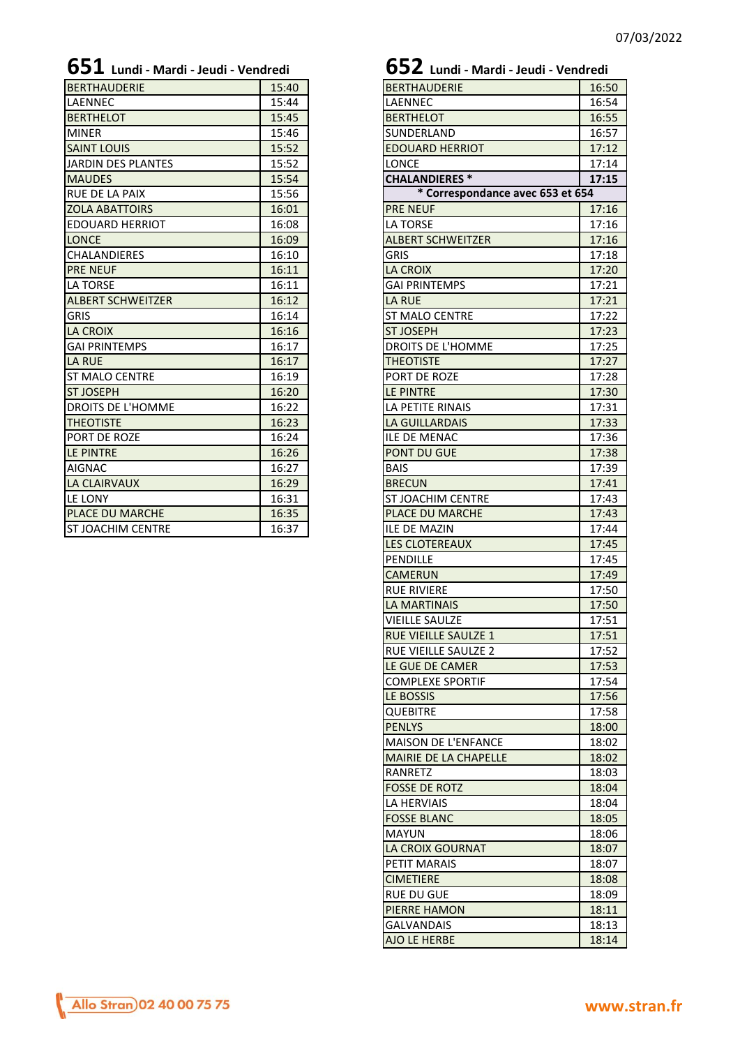07/03/2022

## 651 Lundi - Mardi - Jeudi - Vendredi

| Arrêt | Heure |
|---|---|
| BERTHAUDERIE | 15:40 |
| LAENNEC | 15:44 |
| BERTHELOT | 15:45 |
| MINER | 15:46 |
| SAINT LOUIS | 15:52 |
| JARDIN DES PLANTES | 15:52 |
| MAUDES | 15:54 |
| RUE DE LA PAIX | 15:56 |
| ZOLA ABATTOIRS | 16:01 |
| EDOUARD HERRIOT | 16:08 |
| LONCE | 16:09 |
| CHALANDIERES | 16:10 |
| PRE NEUF | 16:11 |
| LA TORSE | 16:11 |
| ALBERT SCHWEITZER | 16:12 |
| GRIS | 16:14 |
| LA CROIX | 16:16 |
| GAI PRINTEMPS | 16:17 |
| LA RUE | 16:17 |
| ST MALO CENTRE | 16:19 |
| ST JOSEPH | 16:20 |
| DROITS DE L'HOMME | 16:22 |
| THEOTISTE | 16:23 |
| PORT DE ROZE | 16:24 |
| LE PINTRE | 16:26 |
| AIGNAC | 16:27 |
| LA CLAIRVAUX | 16:29 |
| LE LONY | 16:31 |
| PLACE DU MARCHE | 16:35 |
| ST JOACHIM CENTRE | 16:37 |

## 652 Lundi - Mardi - Jeudi - Vendredi

| Arrêt | Heure |
|---|---|
| BERTHAUDERIE | 16:50 |
| LAENNEC | 16:54 |
| BERTHELOT | 16:55 |
| SUNDERLAND | 16:57 |
| EDOUARD HERRIOT | 17:12 |
| LONCE | 17:14 |
| **CHALANDIERES *** | **17:15** |
| *** Correspondance avec 653 et 654** | |
| PRE NEUF | 17:16 |
| LA TORSE | 17:16 |
| ALBERT SCHWEITZER | 17:16 |
| GRIS | 17:18 |
| LA CROIX | 17:20 |
| GAI PRINTEMPS | 17:21 |
| LA RUE | 17:21 |
| ST MALO CENTRE | 17:22 |
| ST JOSEPH | 17:23 |
| DROITS DE L'HOMME | 17:25 |
| THEOTISTE | 17:27 |
| PORT DE ROZE | 17:28 |
| LE PINTRE | 17:30 |
| LA PETITE RINAIS | 17:31 |
| LA GUILLARDAIS | 17:33 |
| ILE DE MENAC | 17:36 |
| PONT DU GUE | 17:38 |
| BAIS | 17:39 |
| BRECUN | 17:41 |
| ST JOACHIM CENTRE | 17:43 |
| PLACE DU MARCHE | 17:43 |
| ILE DE MAZIN | 17:44 |
| LES CLOTEREAUX | 17:45 |
| PENDILLE | 17:45 |
| CAMERUN | 17:49 |
| RUE RIVIERE | 17:50 |
| LA MARTINAIS | 17:50 |
| VIEILLE SAULZE | 17:51 |
| RUE VIEILLE SAULZE 1 | 17:51 |
| RUE VIEILLE SAULZE 2 | 17:52 |
| LE GUE DE CAMER | 17:53 |
| COMPLEXE SPORTIF | 17:54 |
| LE BOSSIS | 17:56 |
| QUEBITRE | 17:58 |
| PENLYS | 18:00 |
| MAISON DE L'ENFANCE | 18:02 |
| MAIRIE DE LA CHAPELLE | 18:02 |
| RANRETZ | 18:03 |
| FOSSE DE ROTZ | 18:04 |
| LA HERVIAIS | 18:04 |
| FOSSE BLANC | 18:05 |
| MAYUN | 18:06 |
| LA CROIX GOURNAT | 18:07 |
| PETIT MARAIS | 18:07 |
| CIMETIERE | 18:08 |
| RUE DU GUE | 18:09 |
| PIERRE HAMON | 18:11 |
| GALVANDAIS | 18:13 |
| AJO LE HERBE | 18:14 |

Allo Stran 02 40 00 75 75

www.stran.fr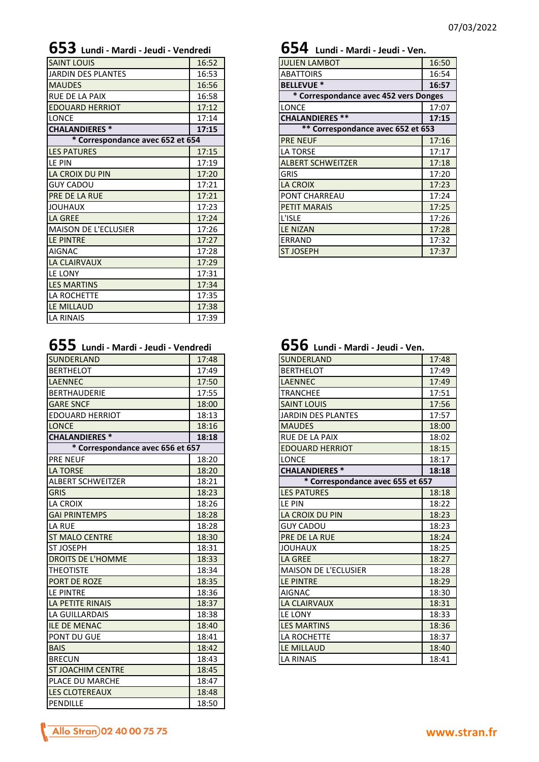07/03/2022

## 653 Lundi - Mardi - Jeudi - Vendredi

| | |
|---|---|
| SAINT LOUIS | 16:52 |
| JARDIN DES PLANTES | 16:53 |
| MAUDES | 16:56 |
| RUE DE LA PAIX | 16:58 |
| EDOUARD HERRIOT | 17:12 |
| LONCE | 17:14 |
| **CHALANDIERES *** | **17:15** |
| **\* Correspondance avec 652 et 654** | |
| LES PATURES | 17:15 |
| LE PIN | 17:19 |
| LA CROIX DU PIN | 17:20 |
| GUY CADOU | 17:21 |
| PRE DE LA RUE | 17:21 |
| JOUHAUX | 17:23 |
| LA GREE | 17:24 |
| MAISON DE L'ECLUSIER | 17:26 |
| LE PINTRE | 17:27 |
| AIGNAC | 17:28 |
| LA CLAIRVAUX | 17:29 |
| LE LONY | 17:31 |
| LES MARTINS | 17:34 |
| LA ROCHETTE | 17:35 |
| LE MILLAUD | 17:38 |
| LA RINAIS | 17:39 |

## 654 Lundi - Mardi - Jeudi - Ven.

| | |
|---|---|
| JULIEN LAMBOT | 16:50 |
| ABATTOIRS | 16:54 |
| **BELLEVUE *** | **16:57** |
| **\* Correspondance avec 452 vers Donges** | |
| LONCE | 17:07 |
| **CHALANDIERES **** | **17:15** |
| **\*\* Correspondance avec 652 et 653** | |
| PRE NEUF | 17:16 |
| LA TORSE | 17:17 |
| ALBERT SCHWEITZER | 17:18 |
| GRIS | 17:20 |
| LA CROIX | 17:23 |
| PONT CHARREAU | 17:24 |
| PETIT MARAIS | 17:25 |
| L'ISLE | 17:26 |
| LE NIZAN | 17:28 |
| ERRAND | 17:32 |
| ST JOSEPH | 17:37 |

## 655 Lundi - Mardi - Jeudi - Vendredi

| | |
|---|---|
| SUNDERLAND | 17:48 |
| BERTHELOT | 17:49 |
| LAENNEC | 17:50 |
| BERTHAUDERIE | 17:55 |
| GARE SNCF | 18:00 |
| EDOUARD HERRIOT | 18:13 |
| LONCE | 18:16 |
| **CHALANDIERES *** | **18:18** |
| **\* Correspondance avec 656 et 657** | |
| PRE NEUF | 18:20 |
| LA TORSE | 18:20 |
| ALBERT SCHWEITZER | 18:21 |
| GRIS | 18:23 |
| LA CROIX | 18:26 |
| GAI PRINTEMPS | 18:28 |
| LA RUE | 18:28 |
| ST MALO CENTRE | 18:30 |
| ST JOSEPH | 18:31 |
| DROITS DE L'HOMME | 18:33 |
| THEOTISTE | 18:34 |
| PORT DE ROZE | 18:35 |
| LE PINTRE | 18:36 |
| LA PETITE RINAIS | 18:37 |
| LA GUILLARDAIS | 18:38 |
| ILE DE MENAC | 18:40 |
| PONT DU GUE | 18:41 |
| BAIS | 18:42 |
| BRECUN | 18:43 |
| ST JOACHIM CENTRE | 18:45 |
| PLACE DU MARCHE | 18:47 |
| LES CLOTEREAUX | 18:48 |
| PENDILLE | 18:50 |

## 656 Lundi - Mardi - Jeudi - Ven.

| | |
|---|---|
| SUNDERLAND | 17:48 |
| BERTHELOT | 17:49 |
| LAENNEC | 17:49 |
| TRANCHEE | 17:51 |
| SAINT LOUIS | 17:56 |
| JARDIN DES PLANTES | 17:57 |
| MAUDES | 18:00 |
| RUE DE LA PAIX | 18:02 |
| EDOUARD HERRIOT | 18:15 |
| LONCE | 18:17 |
| **CHALANDIERES *** | **18:18** |
| **\* Correspondance avec 655 et 657** | |
| LES PATURES | 18:18 |
| LE PIN | 18:22 |
| LA CROIX DU PIN | 18:23 |
| GUY CADOU | 18:23 |
| PRE DE LA RUE | 18:24 |
| JOUHAUX | 18:25 |
| LA GREE | 18:27 |
| MAISON DE L'ECLUSIER | 18:28 |
| LE PINTRE | 18:29 |
| AIGNAC | 18:30 |
| LA CLAIRVAUX | 18:31 |
| LE LONY | 18:33 |
| LES MARTINS | 18:36 |
| LA ROCHETTE | 18:37 |
| LE MILLAUD | 18:40 |
| LA RINAIS | 18:41 |

Allo Stran 02 40 00 75 75

www.stran.fr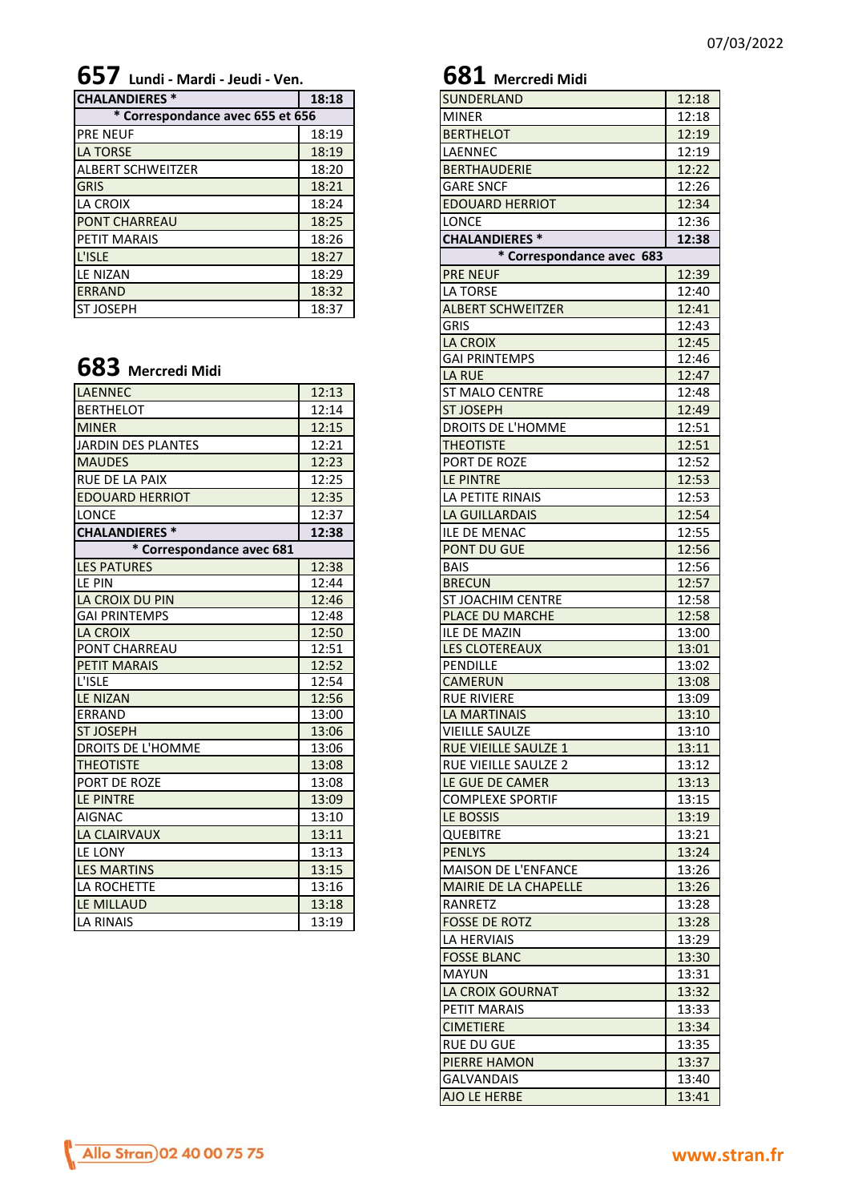07/03/2022

## 657 Lundi - Mardi - Jeudi - Ven.

| **CHALANDIERES *** | **18:18** |
|---|---|
| * Correspondance avec 655 et 656 | |
| PRE NEUF | 18:19 |
| LA TORSE | 18:19 |
| ALBERT SCHWEITZER | 18:20 |
| GRIS | 18:21 |
| LA CROIX | 18:24 |
| PONT CHARREAU | 18:25 |
| PETIT MARAIS | 18:26 |
| L'ISLE | 18:27 |
| LE NIZAN | 18:29 |
| ERRAND | 18:32 |
| ST JOSEPH | 18:37 |

## 683 Mercredi Midi

| LAENNEC | 12:13 |
|---|---|
| BERTHELOT | 12:14 |
| MINER | 12:15 |
| JARDIN DES PLANTES | 12:21 |
| MAUDES | 12:23 |
| RUE DE LA PAIX | 12:25 |
| EDOUARD HERRIOT | 12:35 |
| LONCE | 12:37 |
| **CHALANDIERES *** | **12:38** |
| * Correspondance avec 681 | |
| LES PATURES | 12:38 |
| LE PIN | 12:44 |
| LA CROIX DU PIN | 12:46 |
| GAI PRINTEMPS | 12:48 |
| LA CROIX | 12:50 |
| PONT CHARREAU | 12:51 |
| PETIT MARAIS | 12:52 |
| L'ISLE | 12:54 |
| LE NIZAN | 12:56 |
| ERRAND | 13:00 |
| ST JOSEPH | 13:06 |
| DROITS DE L'HOMME | 13:06 |
| THEOTISTE | 13:08 |
| PORT DE ROZE | 13:08 |
| LE PINTRE | 13:09 |
| AIGNAC | 13:10 |
| LA CLAIRVAUX | 13:11 |
| LE LONY | 13:13 |
| LES MARTINS | 13:15 |
| LA ROCHETTE | 13:16 |
| LE MILLAUD | 13:18 |
| LA RINAIS | 13:19 |

## 681 Mercredi Midi

| SUNDERLAND | 12:18 |
|---|---|
| MINER | 12:18 |
| BERTHELOT | 12:19 |
| LAENNEC | 12:19 |
| BERTHAUDERIE | 12:22 |
| GARE SNCF | 12:26 |
| EDOUARD HERRIOT | 12:34 |
| LONCE | 12:36 |
| **CHALANDIERES *** | **12:38** |
| * Correspondance avec 683 | |
| PRE NEUF | 12:39 |
| LA TORSE | 12:40 |
| ALBERT SCHWEITZER | 12:41 |
| GRIS | 12:43 |
| LA CROIX | 12:45 |
| GAI PRINTEMPS | 12:46 |
| LA RUE | 12:47 |
| ST MALO CENTRE | 12:48 |
| ST JOSEPH | 12:49 |
| DROITS DE L'HOMME | 12:51 |
| THEOTISTE | 12:51 |
| PORT DE ROZE | 12:52 |
| LE PINTRE | 12:53 |
| LA PETITE RINAIS | 12:53 |
| LA GUILLARDAIS | 12:54 |
| ILE DE MENAC | 12:55 |
| PONT DU GUE | 12:56 |
| BAIS | 12:56 |
| BRECUN | 12:57 |
| ST JOACHIM CENTRE | 12:58 |
| PLACE DU MARCHE | 12:58 |
| ILE DE MAZIN | 13:00 |
| LES CLOTEREAUX | 13:01 |
| PENDILLE | 13:02 |
| CAMERUN | 13:08 |
| RUE RIVIERE | 13:09 |
| LA MARTINAIS | 13:10 |
| VIEILLE SAULZE | 13:10 |
| RUE VIEILLE SAULZE 1 | 13:11 |
| RUE VIEILLE SAULZE 2 | 13:12 |
| LE GUE DE CAMER | 13:13 |
| COMPLEXE SPORTIF | 13:15 |
| LE BOSSIS | 13:19 |
| QUEBITRE | 13:21 |
| PENLYS | 13:24 |
| MAISON DE L'ENFANCE | 13:26 |
| MAIRIE DE LA CHAPELLE | 13:26 |
| RANRETZ | 13:28 |
| FOSSE DE ROTZ | 13:28 |
| LA HERVIAIS | 13:29 |
| FOSSE BLANC | 13:30 |
| MAYUN | 13:31 |
| LA CROIX GOURNAT | 13:32 |
| PETIT MARAIS | 13:33 |
| CIMETIERE | 13:34 |
| RUE DU GUE | 13:35 |
| PIERRE HAMON | 13:37 |
| GALVANDAIS | 13:40 |
| AJO LE HERBE | 13:41 |

Allo Stran 02 40 00 75 75

www.stran.fr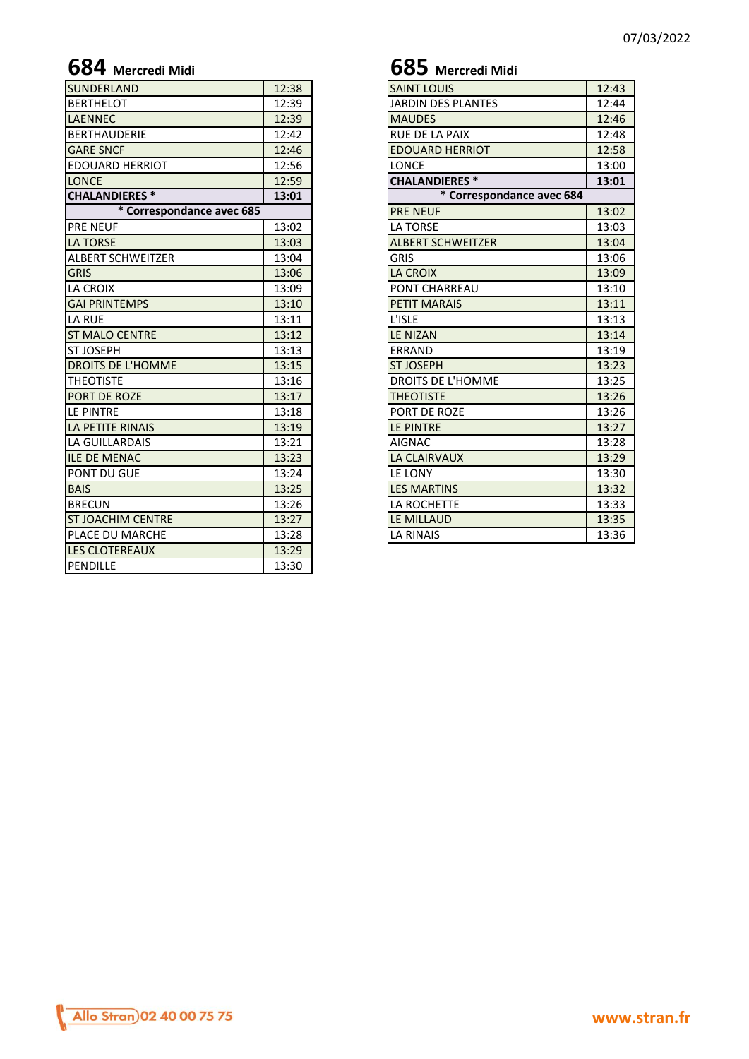07/03/2022

## 684 Mercredi Midi

| | |
|---|---|
| SUNDERLAND | 12:38 |
| BERTHELOT | 12:39 |
| LAENNEC | 12:39 |
| BERTHAUDERIE | 12:42 |
| GARE SNCF | 12:46 |
| EDOUARD HERRIOT | 12:56 |
| LONCE | 12:59 |
| **CHALANDIERES *** | **13:01** |
| **\* Correspondance avec 685** | |
| PRE NEUF | 13:02 |
| LA TORSE | 13:03 |
| ALBERT SCHWEITZER | 13:04 |
| GRIS | 13:06 |
| LA CROIX | 13:09 |
| GAI PRINTEMPS | 13:10 |
| LA RUE | 13:11 |
| ST MALO CENTRE | 13:12 |
| ST JOSEPH | 13:13 |
| DROITS DE L'HOMME | 13:15 |
| THEOTISTE | 13:16 |
| PORT DE ROZE | 13:17 |
| LE PINTRE | 13:18 |
| LA PETITE RINAIS | 13:19 |
| LA GUILLARDAIS | 13:21 |
| ILE DE MENAC | 13:23 |
| PONT DU GUE | 13:24 |
| BAIS | 13:25 |
| BRECUN | 13:26 |
| ST JOACHIM CENTRE | 13:27 |
| PLACE DU MARCHE | 13:28 |
| LES CLOTEREAUX | 13:29 |
| PENDILLE | 13:30 |

## 685 Mercredi Midi

| | |
|---|---|
| SAINT LOUIS | 12:43 |
| JARDIN DES PLANTES | 12:44 |
| MAUDES | 12:46 |
| RUE DE LA PAIX | 12:48 |
| EDOUARD HERRIOT | 12:58 |
| LONCE | 13:00 |
| **CHALANDIERES *** | **13:01** |
| **\* Correspondance avec 684** | |
| PRE NEUF | 13:02 |
| LA TORSE | 13:03 |
| ALBERT SCHWEITZER | 13:04 |
| GRIS | 13:06 |
| LA CROIX | 13:09 |
| PONT CHARREAU | 13:10 |
| PETIT MARAIS | 13:11 |
| L'ISLE | 13:13 |
| LE NIZAN | 13:14 |
| ERRAND | 13:19 |
| ST JOSEPH | 13:23 |
| DROITS DE L'HOMME | 13:25 |
| THEOTISTE | 13:26 |
| PORT DE ROZE | 13:26 |
| LE PINTRE | 13:27 |
| AIGNAC | 13:28 |
| LA CLAIRVAUX | 13:29 |
| LE LONY | 13:30 |
| LES MARTINS | 13:32 |
| LA ROCHETTE | 13:33 |
| LE MILLAUD | 13:35 |
| LA RINAIS | 13:36 |

Allo Stran 02 40 00 75 75

www.stran.fr